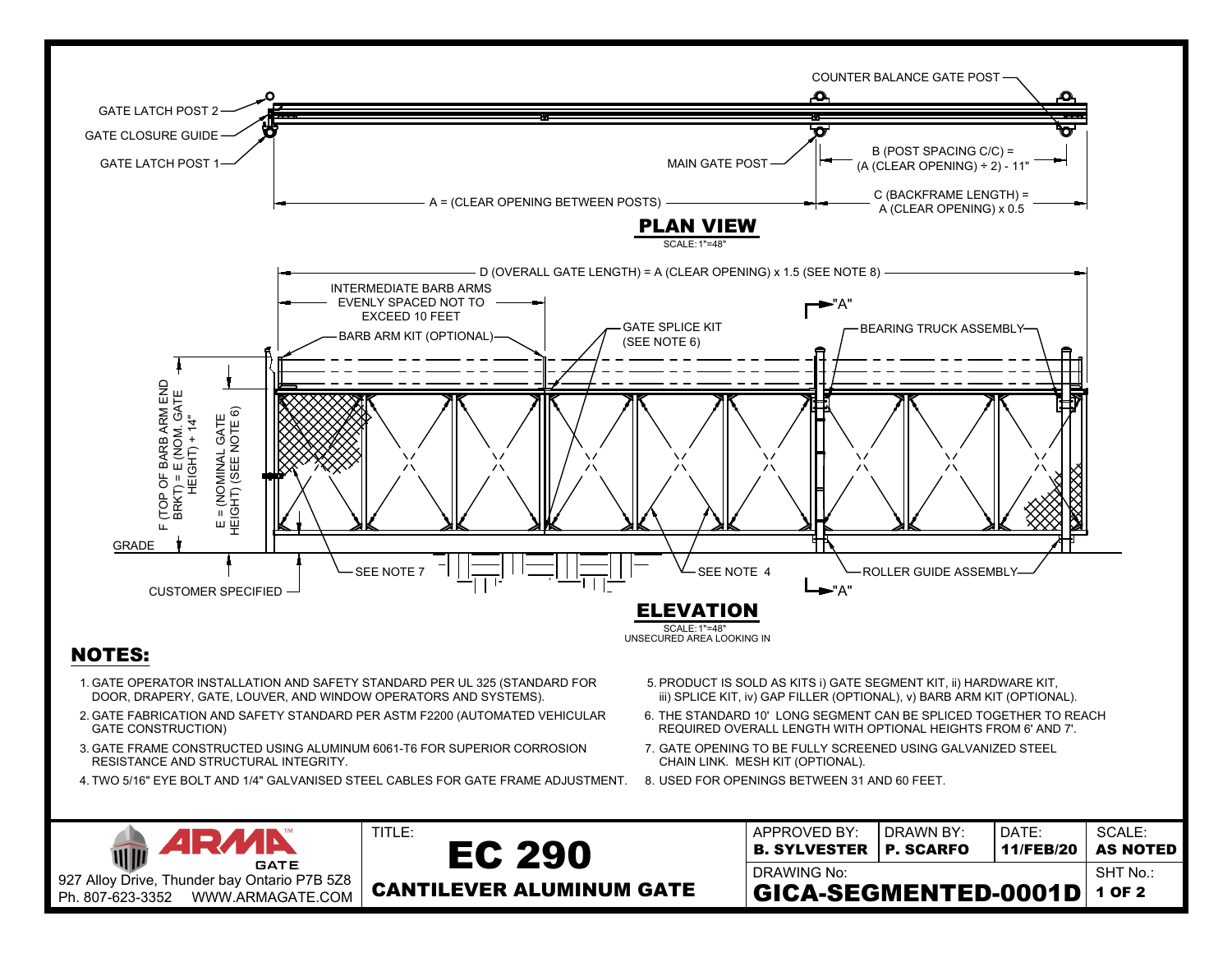## PLAN VIEW

SCALE: 1"=48"

- GATE LATCH POST 2
- GATE CLOSURE GUIDE
- GATE LATCH POST 1
- COUNTER BALANCE GATE POST
- MAIN GATE POST
- B (POST SPACING C/C) = (A (CLEAR OPENING) ÷ 2) - 11"
- A = (CLEAR OPENING BETWEEN POSTS)
- C (BACKFRAME LENGTH) = A (CLEAR OPENING) x 0.5

## ELEVATION

SCALE: 1"=48"
UNSECURED AREA LOOKING IN

- D (OVERALL GATE LENGTH) = A (CLEAR OPENING) x 1.5 (SEE NOTE 8)
- INTERMEDIATE BARB ARMS EVENLY SPACED NOT TO EXCEED 10 FEET
- BARB ARM KIT (OPTIONAL)
- GATE SPLICE KIT (SEE NOTE 6)
- "A"
- BEARING TRUCK ASSEMBLY
- F (TOP OF BARB ARM END BRKT) = E (NOM. GATE HEIGHT) + 14"
- E = (NOMINAL GATE HEIGHT) (SEE NOTE 6)
- GRADE
- CUSTOMER SPECIFIED
- SEE NOTE 7
- SEE NOTE 4
- ROLLER GUIDE ASSEMBLY

## NOTES:

1. GATE OPERATOR INSTALLATION AND SAFETY STANDARD PER UL 325 (STANDARD FOR DOOR, DRAPERY, GATE, LOUVER, AND WINDOW OPERATORS AND SYSTEMS).
2. GATE FABRICATION AND SAFETY STANDARD PER ASTM F2200 (AUTOMATED VEHICULAR GATE CONSTRUCTION)
3. GATE FRAME CONSTRUCTED USING ALUMINUM 6061-T6 FOR SUPERIOR CORROSION RESISTANCE AND STRUCTURAL INTEGRITY.
4. TWO 5/16" EYE BOLT AND 1/4" GALVANISED STEEL CABLES FOR GATE FRAME ADJUSTMENT.
5. PRODUCT IS SOLD AS KITS i) GATE SEGMENT KIT, ii) HARDWARE KIT, iii) SPLICE KIT, iv) GAP FILLER (OPTIONAL), v) BARB ARM KIT (OPTIONAL).
6. THE STANDARD 10' LONG SEGMENT CAN BE SPLICED TOGETHER TO REACH REQUIRED OVERALL LENGTH WITH OPTIONAL HEIGHTS FROM 6' AND 7'.
7. GATE OPENING TO BE FULLY SCREENED USING GALVANIZED STEEL CHAIN LINK. MESH KIT (OPTIONAL).
8. USED FOR OPENINGS BETWEEN 31 AND 60 FEET.

| ARMA GATE<br>927 Alloy Drive, Thunder bay Ontario P7B 5Z8<br>Ph. 807-623-3352 WWW.ARMAGATE.COM | TITLE:<br>**EC 290**<br>**CANTILEVER ALUMINUM GATE** | APPROVED BY:<br>**B. SYLVESTER** | DRAWN BY:<br>**P. SCARFO** | DATE:<br>**11/FEB/20** | SCALE:<br>**AS NOTED** |
|---|---|---|---|---|---|
| | | DRAWING No:<br>**GICA-SEGMENTED-0001D** | | | SHT No.:<br>**1 OF 2** |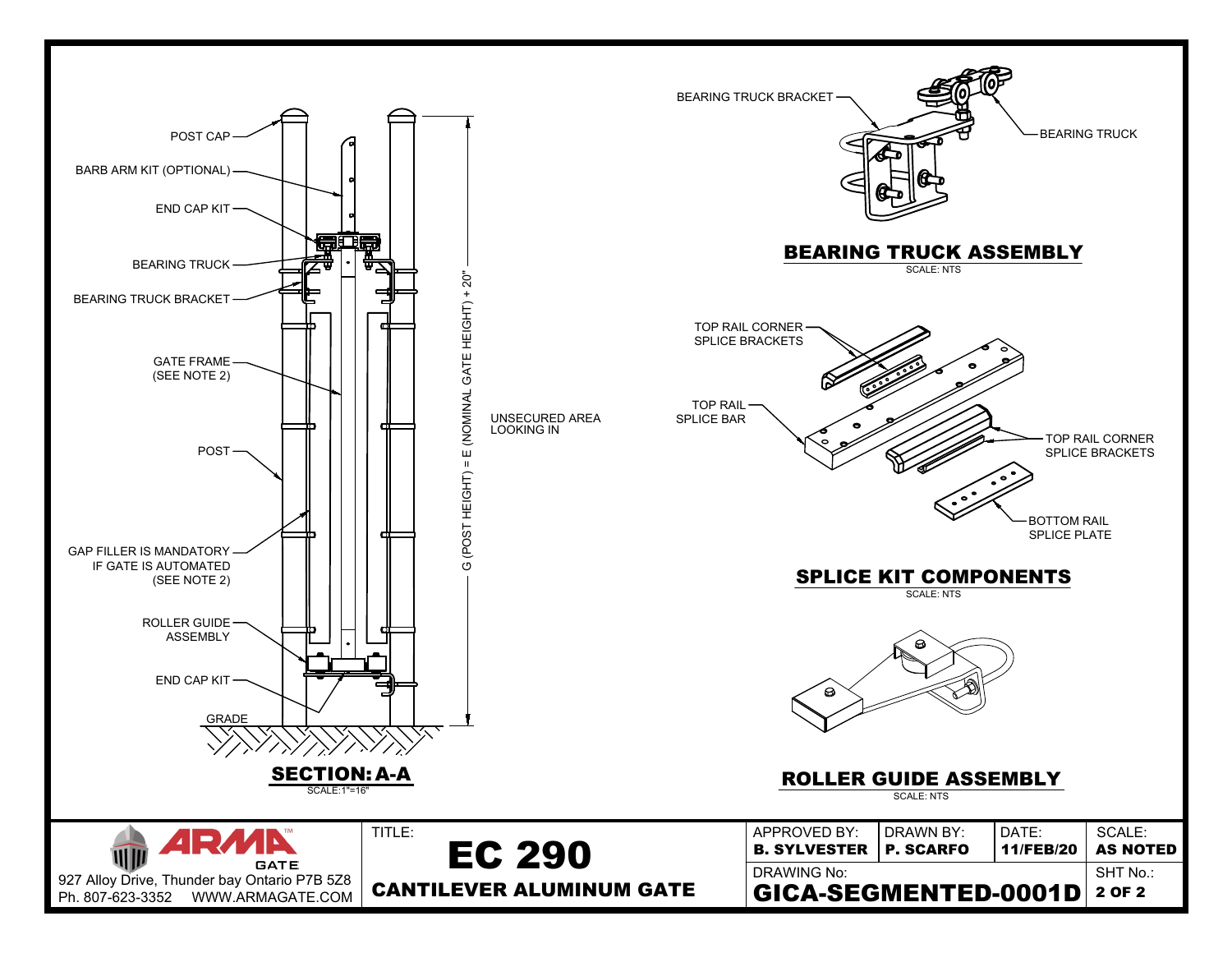POST CAP

BARB ARM KIT (OPTIONAL)

END CAP KIT

BEARING TRUCK

BEARING TRUCK BRACKET

GATE FRAME
(SEE NOTE 2)

POST

GAP FILLER IS MANDATORY
IF GATE IS AUTOMATED
(SEE NOTE 2)

ROLLER GUIDE
ASSEMBLY

END CAP KIT

GRADE

G (POST HEIGHT) = E (NOMINAL GATE HEIGHT) + 20"

UNSECURED AREA
LOOKING IN

## SECTION: A-A

SCALE:1"=16"

BEARING TRUCK BRACKET

BEARING TRUCK

## BEARING TRUCK ASSEMBLY

SCALE: NTS

TOP RAIL CORNER
SPLICE BRACKETS

TOP RAIL
SPLICE BAR

TOP RAIL CORNER
SPLICE BRACKETS

BOTTOM RAIL
SPLICE PLATE

## SPLICE KIT COMPONENTS

SCALE: NTS

## ROLLER GUIDE ASSEMBLY

SCALE: NTS

| | | | | |
|---|---|---|---|---|
| ARMA GATE<br>927 Alloy Drive, Thunder bay Ontario P7B 5Z8<br>Ph. 807-623-3352 WWW.ARMAGATE.COM | TITLE:<br>**EC 290**<br>**CANTILEVER ALUMINUM GATE** | APPROVED BY:<br>**B. SYLVESTER** | DRAWN BY:<br>**P. SCARFO** | DATE:<br>**11/FEB/20** |
| | | DRAWING No:<br>**GICA-SEGMENTED-0001D** | | SCALE:<br>**AS NOTED**<br>SHT No.:<br>**2 OF 2** |